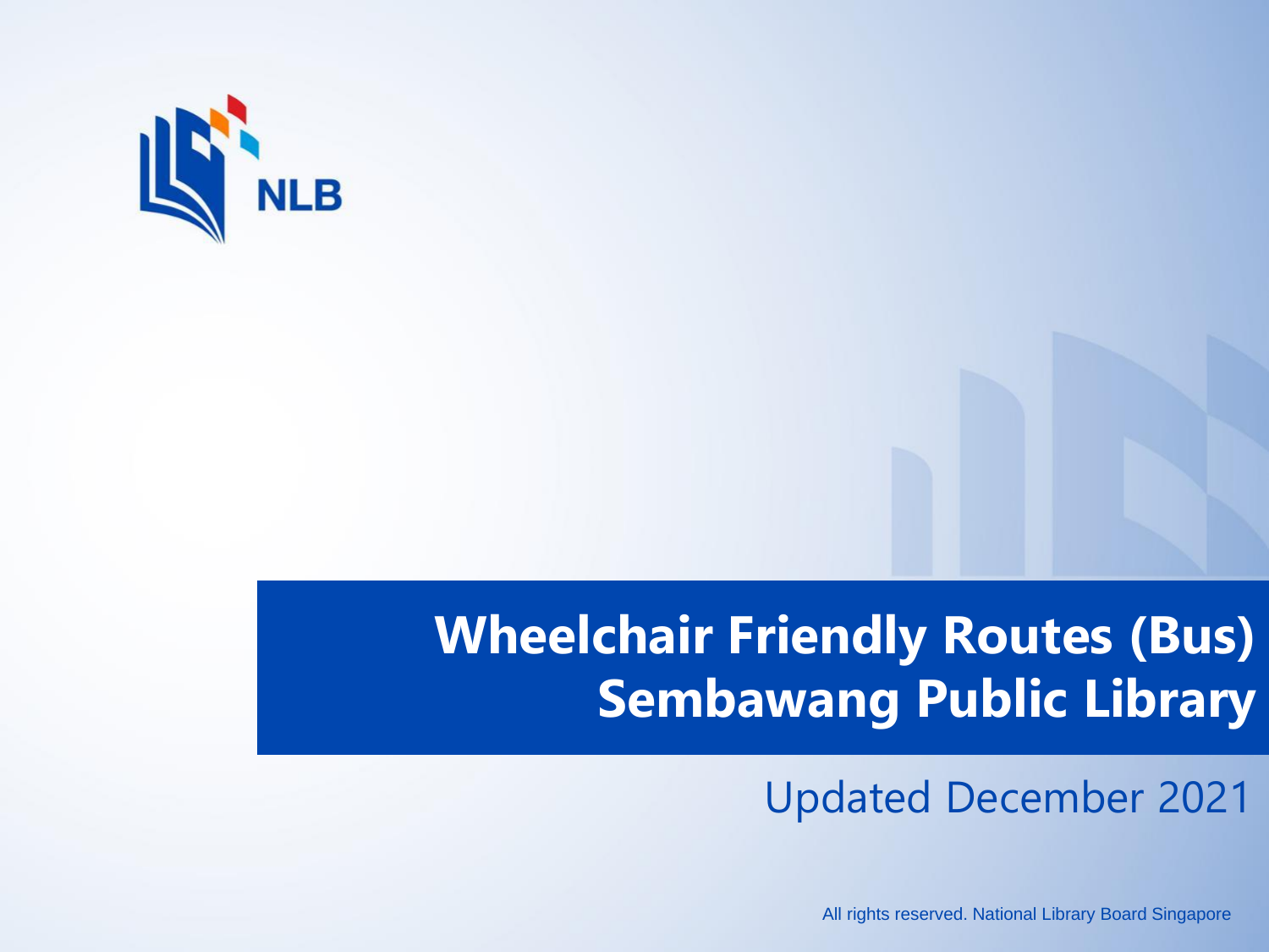NLB

# Wheelchair Friendly Routes (Bus)
# Sembawang Public Library

Updated December 2021

All rights reserved. National Library Board Singapore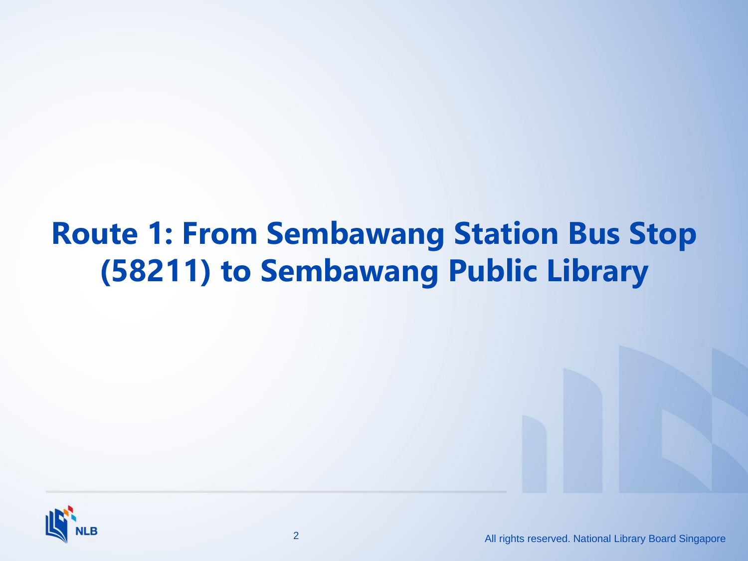# Route 1: From Sembawang Station Bus Stop (58211) to Sembawang Public Library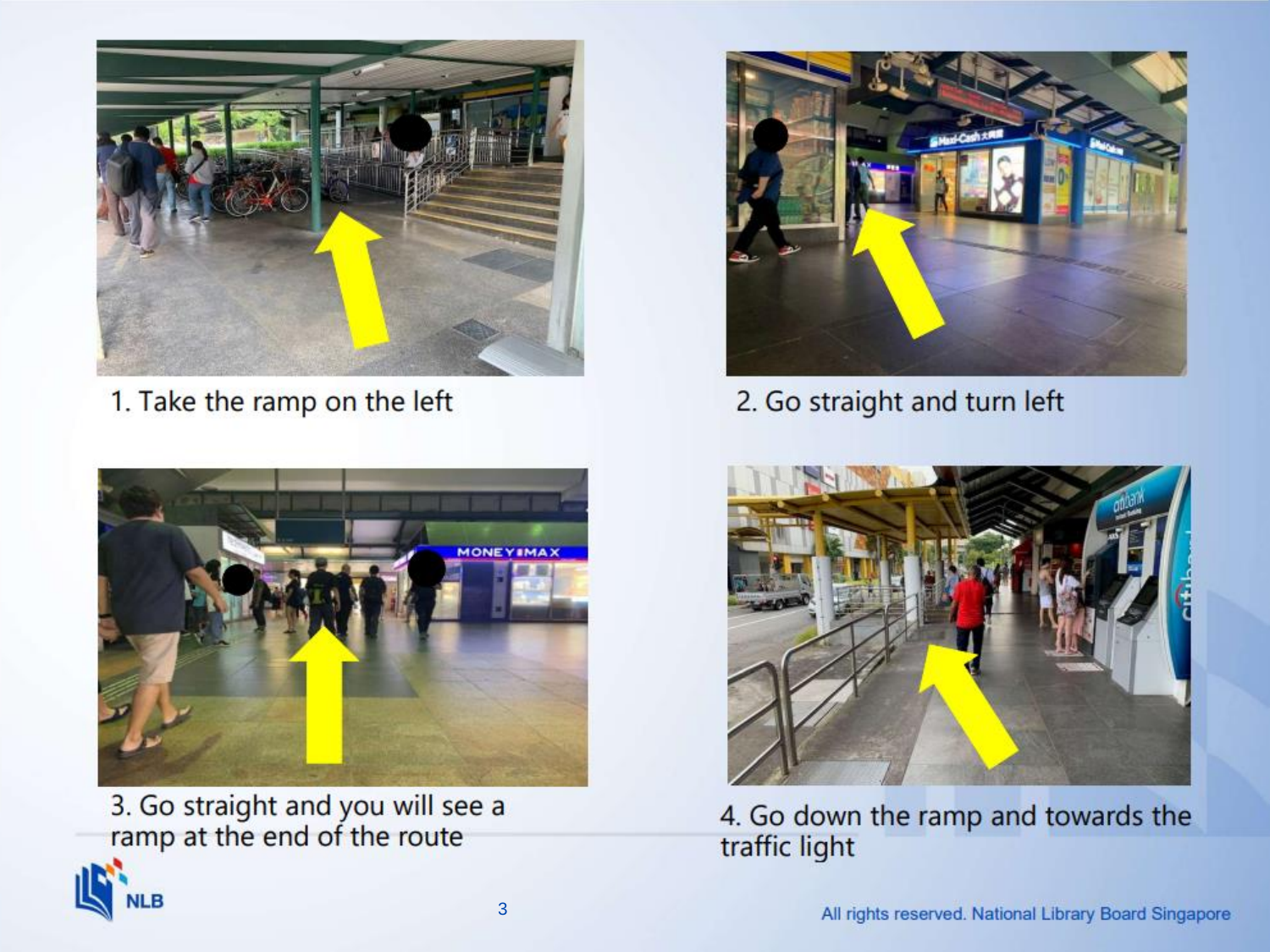1. Take the ramp on the left

2. Go straight and turn left

3. Go straight and you will see a ramp at the end of the route

4. Go down the ramp and towards the traffic light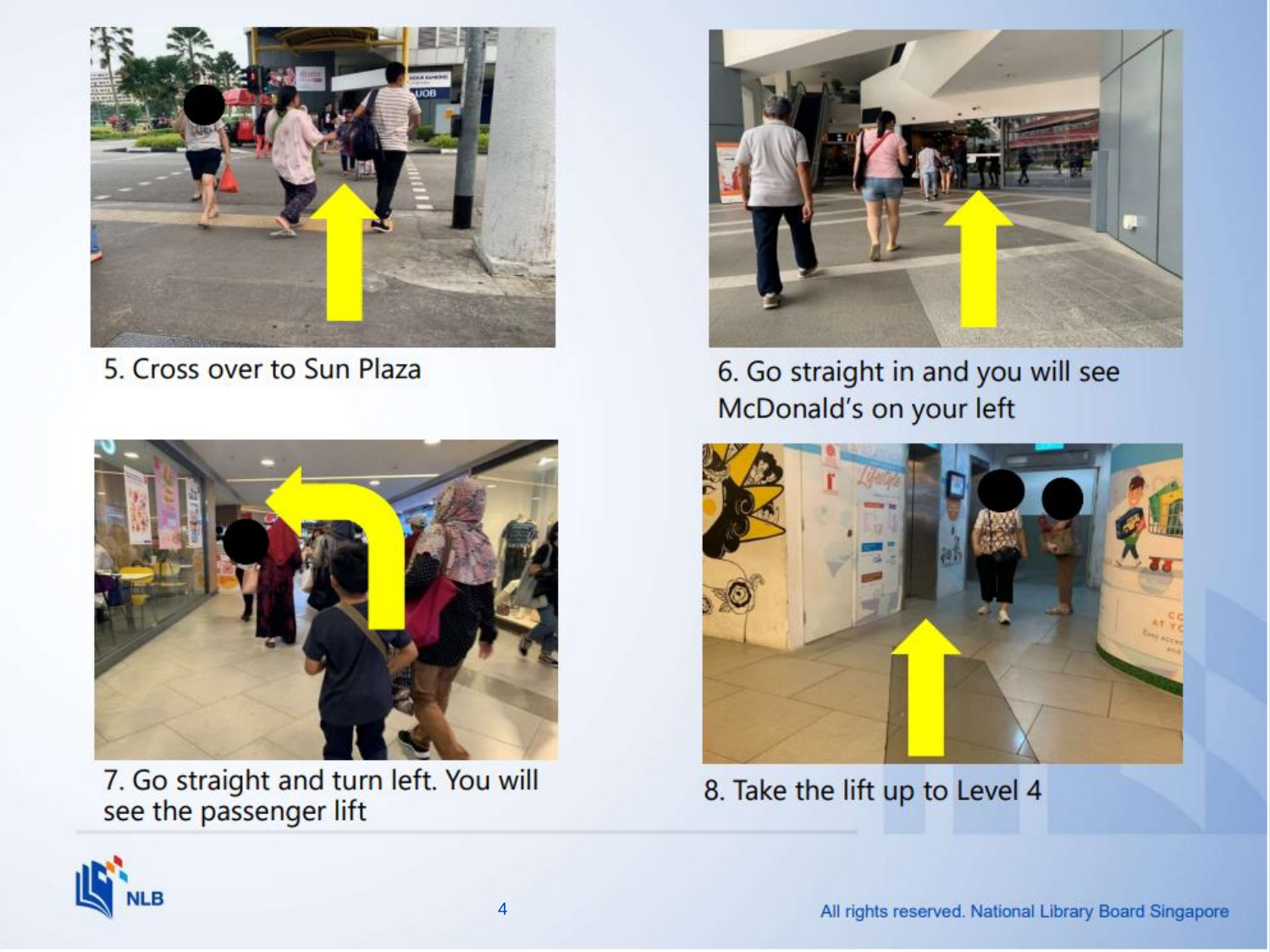5. Cross over to Sun Plaza

6. Go straight in and you will see McDonald's on your left

7. Go straight and turn left. You will see the passenger lift

8. Take the lift up to Level 4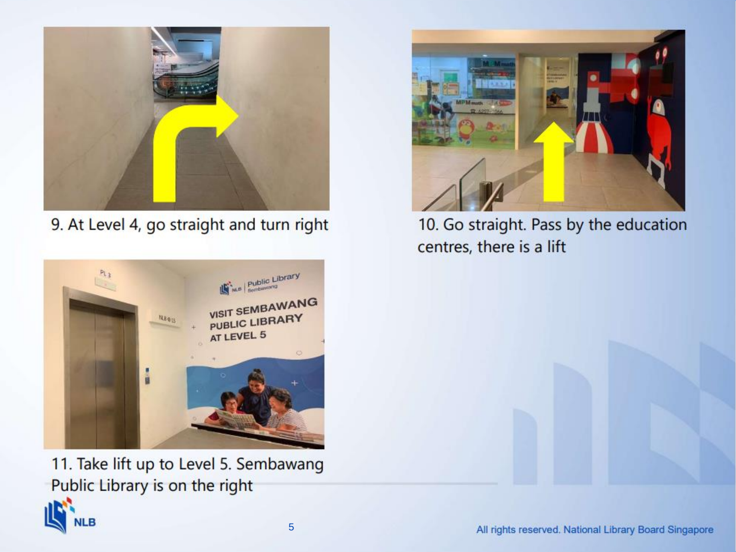9. At Level 4, go straight and turn right

10. Go straight. Pass by the education centres, there is a lift

11. Take lift up to Level 5. Sembawang Public Library is on the right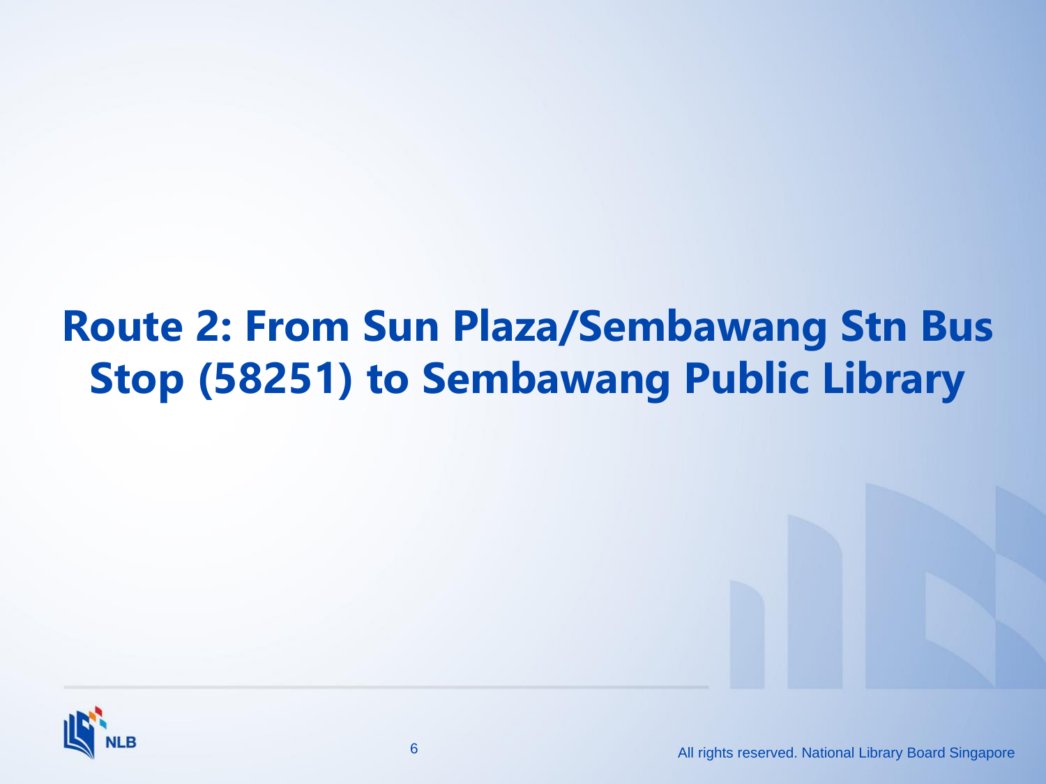# Route 2: From Sun Plaza/Sembawang Stn Bus Stop (58251) to Sembawang Public Library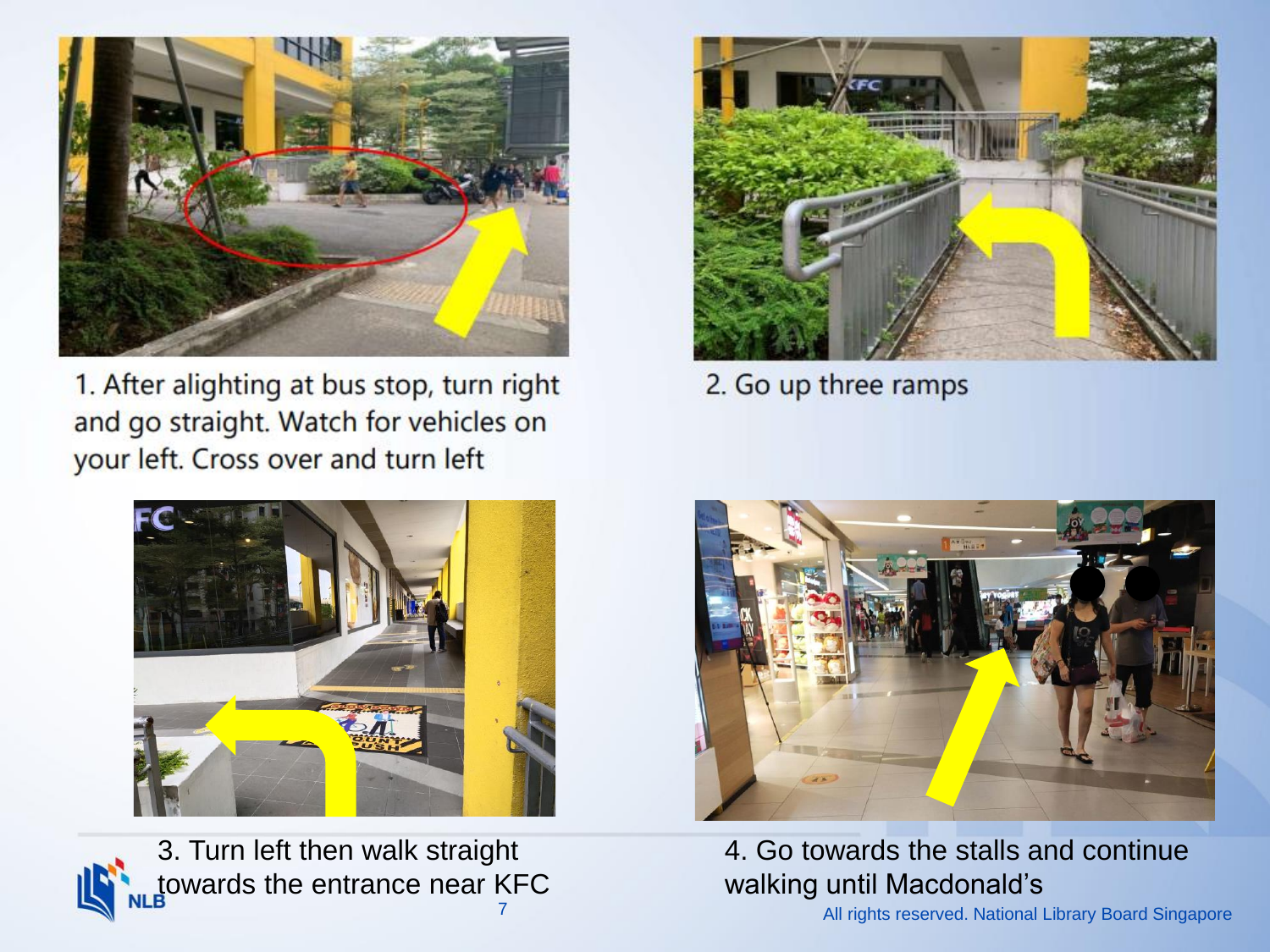1. After alighting at bus stop, turn right and go straight. Watch for vehicles on your left. Cross over and turn left

2. Go up three ramps

3. Turn left then walk straight towards the entrance near KFC

4. Go towards the stalls and continue walking until Macdonald's

All rights reserved. National Library Board Singapore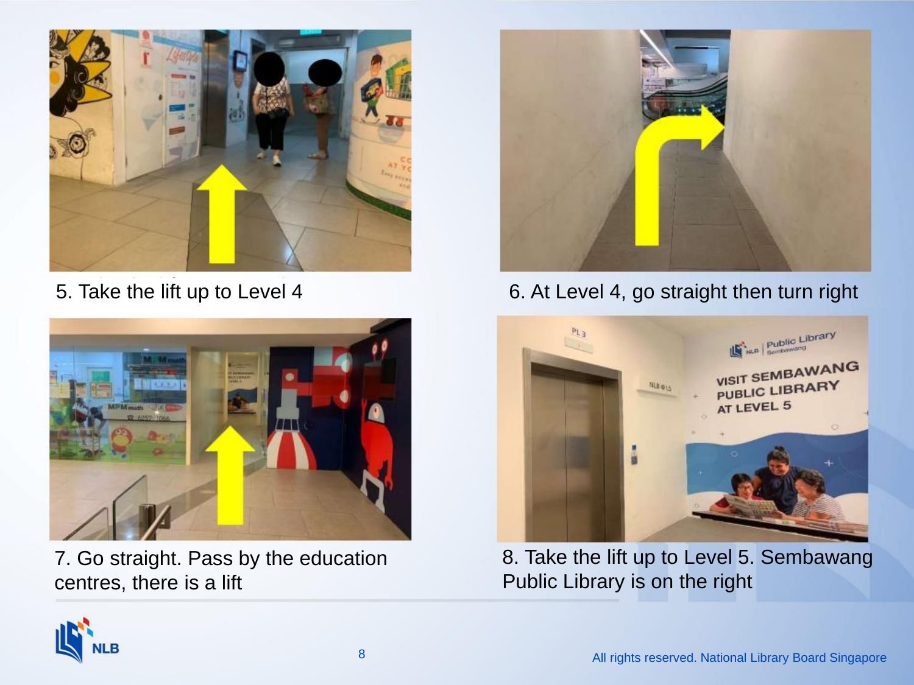5. Take the lift up to Level 4

6. At Level 4, go straight then turn right

7. Go straight. Pass by the education centres, there is a lift

8. Take the lift up to Level 5. Sembawang Public Library is on the right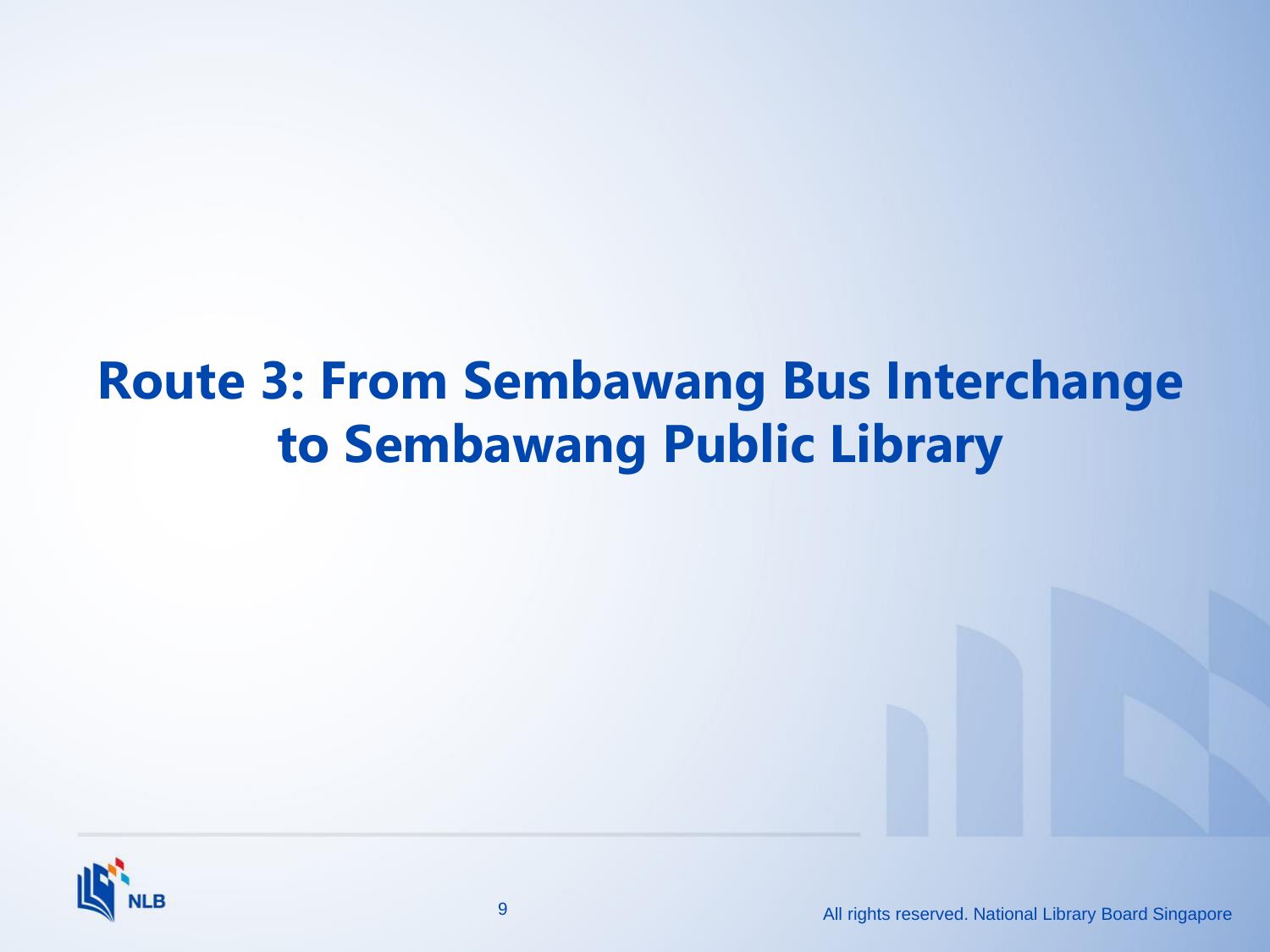# Route 3: From Sembawang Bus Interchange to Sembawang Public Library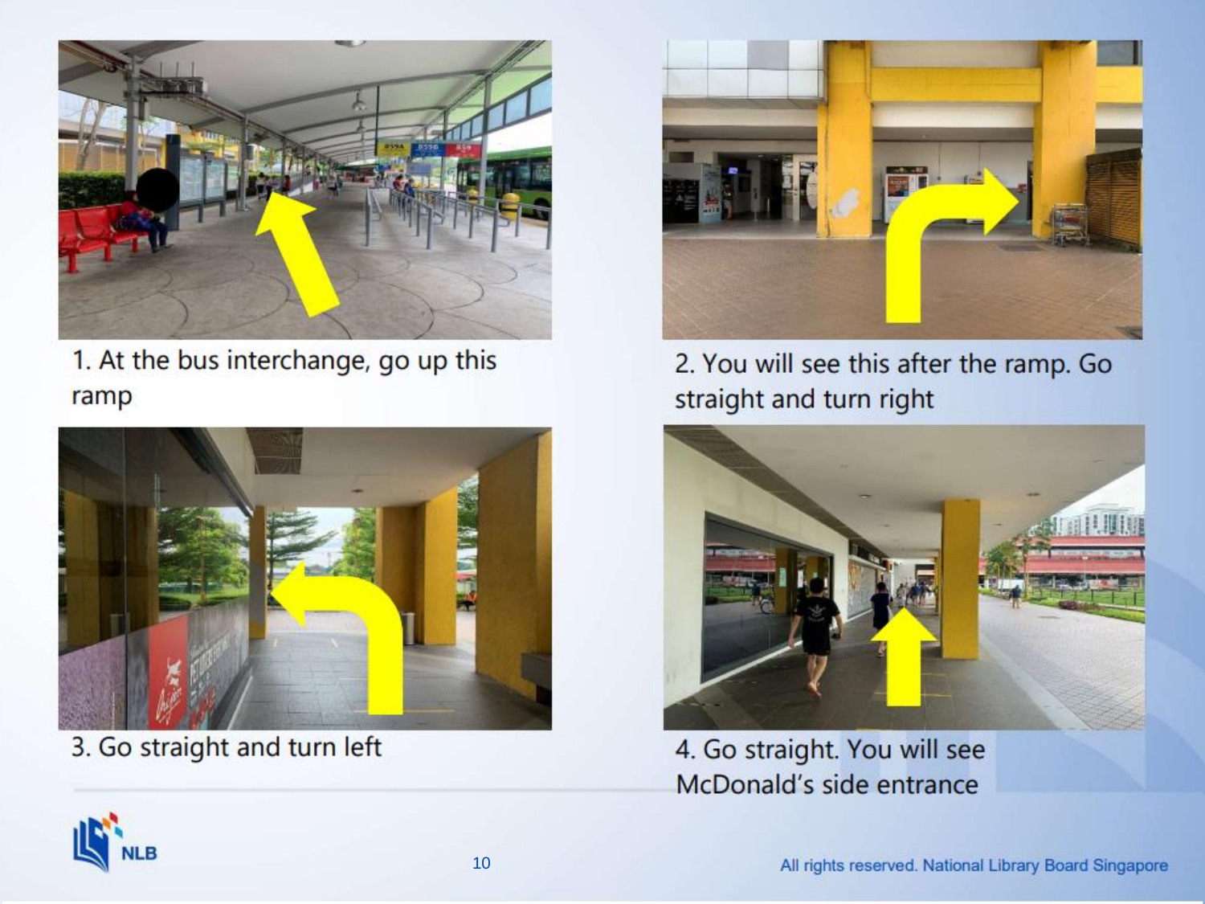1. At the bus interchange, go up this ramp

2. You will see this after the ramp. Go straight and turn right

3. Go straight and turn left

4. Go straight. You will see McDonald's side entrance

All rights reserved. National Library Board Singapore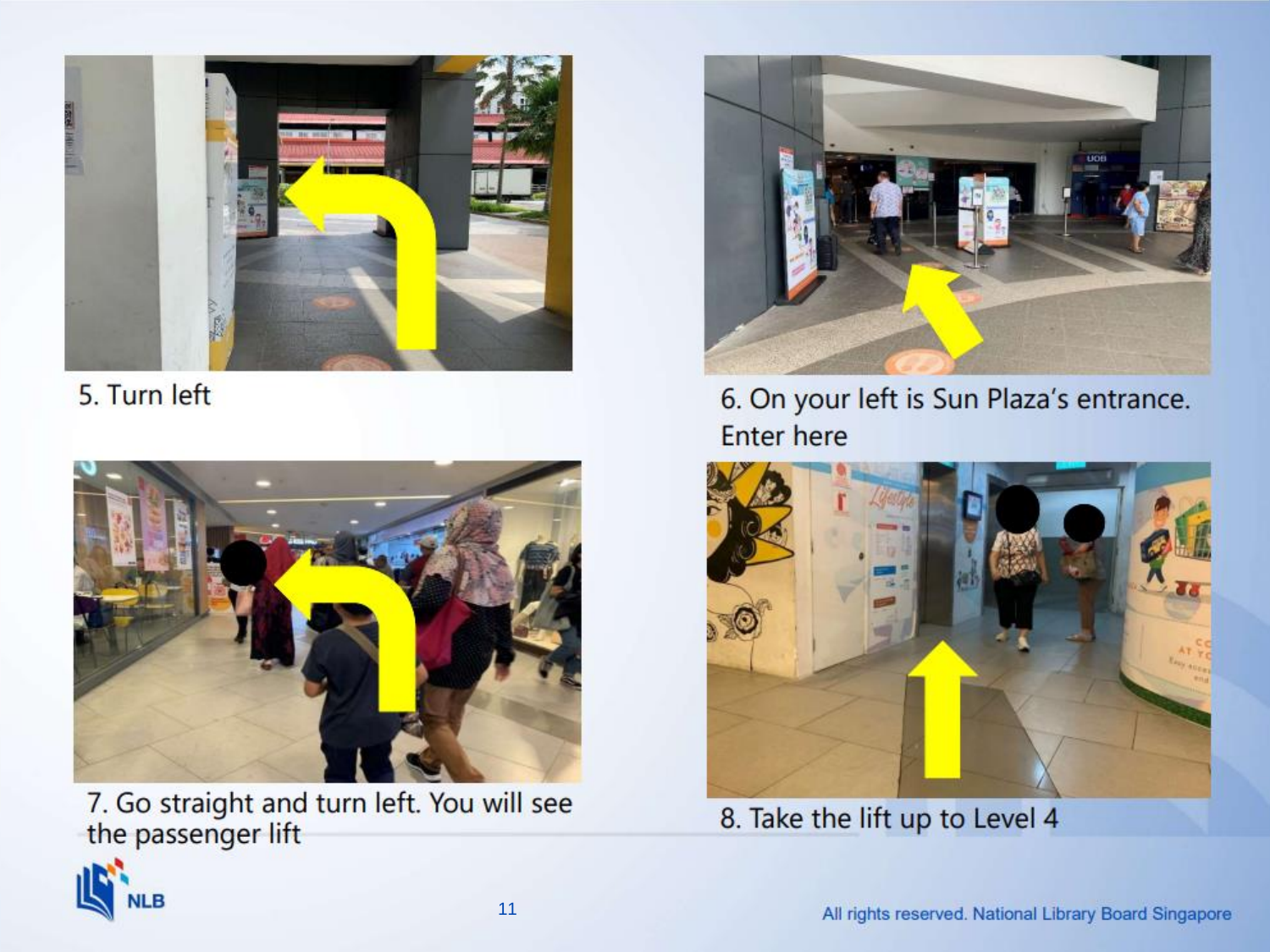5. Turn left

6. On your left is Sun Plaza's entrance. Enter here

7. Go straight and turn left. You will see the passenger lift

8. Take the lift up to Level 4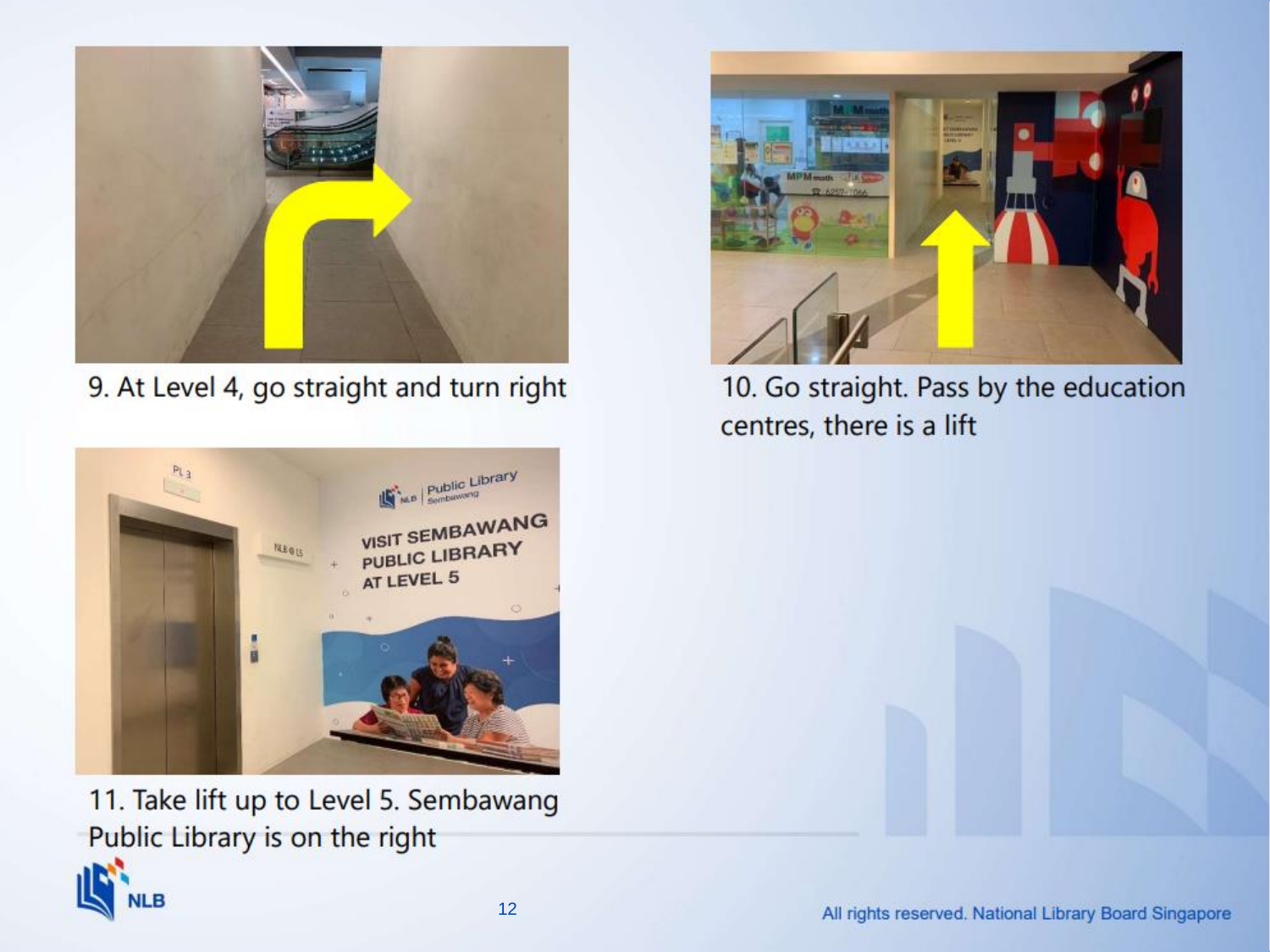9. At Level 4, go straight and turn right

10. Go straight. Pass by the education centres, there is a lift

11. Take lift up to Level 5. Sembawang Public Library is on the right

All rights reserved. National Library Board Singapore